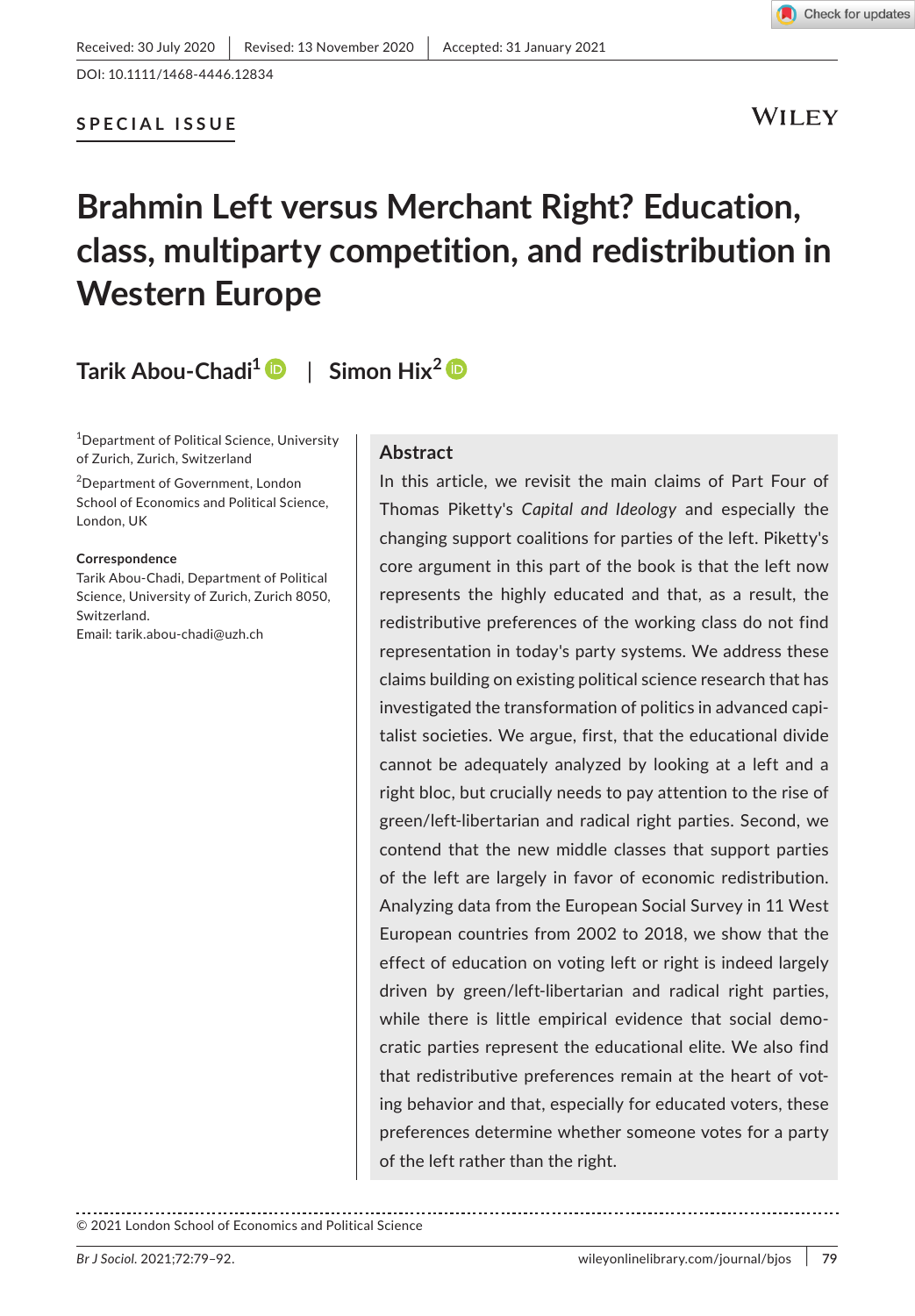Received: 30 July 2020 | Revised: 13 November 2020 | Accepted: 31 January 2021

DOI: 10.1111/1468-4446.12834

**SPECIAL ISSUE**

# Brahmin Left versus Merchant Right? Education, class, multiparty competition, and redistribution in Western Europe

**Tarik Abou-Chadi**[1] | **Simon Hix**[2]

[1]Department of Political Science, University of Zurich, Zurich, Switzerland

[2]Department of Government, London School of Economics and Political Science, London, UK

**Correspondence**

Tarik Abou-Chadi, Department of Political Science, University of Zurich, Zurich 8050, Switzerland.

Email: tarik.abou-chadi@uzh.ch

## Abstract

In this article, we revisit the main claims of Part Four of Thomas Piketty's *Capital and Ideology* and especially the changing support coalitions for parties of the left. Piketty's core argument in this part of the book is that the left now represents the highly educated and that, as a result, the redistributive preferences of the working class do not find representation in today's party systems. We address these claims building on existing political science research that has investigated the transformation of politics in advanced capitalist societies. We argue, first, that the educational divide cannot be adequately analyzed by looking at a left and a right bloc, but crucially needs to pay attention to the rise of green/left-libertarian and radical right parties. Second, we contend that the new middle classes that support parties of the left are largely in favor of economic redistribution. Analyzing data from the European Social Survey in 11 West European countries from 2002 to 2018, we show that the effect of education on voting left or right is indeed largely driven by green/left-libertarian and radical right parties, while there is little empirical evidence that social democratic parties represent the educational elite. We also find that redistributive preferences remain at the heart of voting behavior and that, especially for educated voters, these preferences determine whether someone votes for a party of the left rather than the right.

© 2021 London School of Economics and Political Science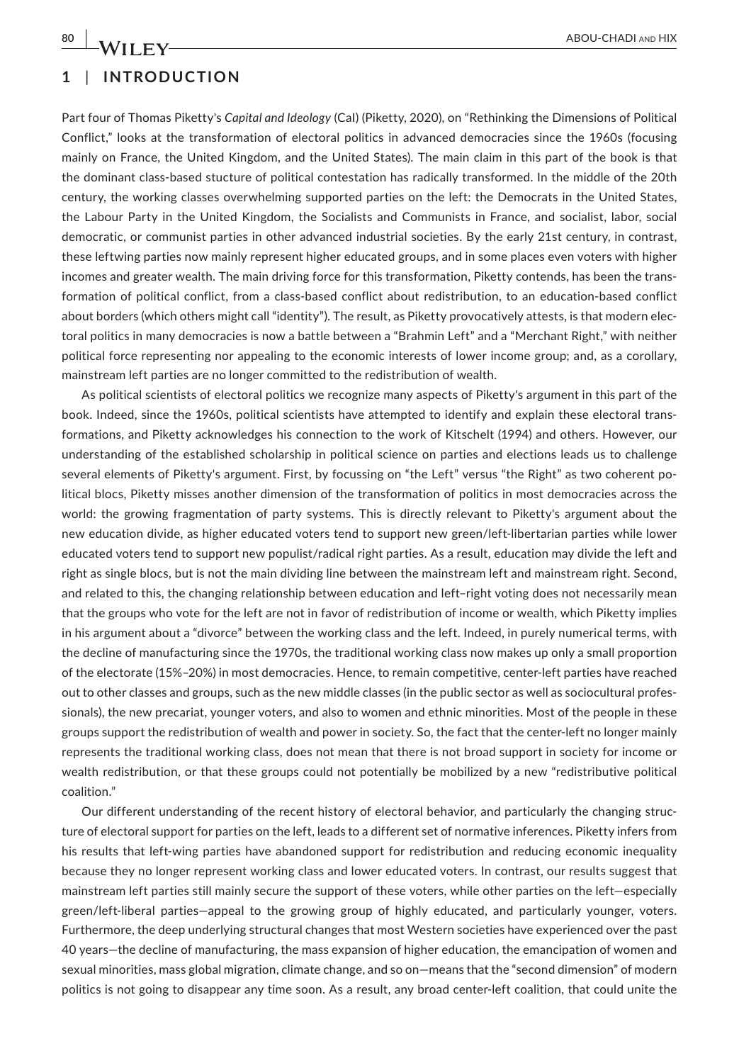## 1 | INTRODUCTION

Part four of Thomas Piketty's *Capital and Ideology* (CaI) (Piketty, 2020), on "Rethinking the Dimensions of Political Conflict," looks at the transformation of electoral politics in advanced democracies since the 1960s (focusing mainly on France, the United Kingdom, and the United States). The main claim in this part of the book is that the dominant class-based stucture of political contestation has radically transformed. In the middle of the 20th century, the working classes overwhelming supported parties on the left: the Democrats in the United States, the Labour Party in the United Kingdom, the Socialists and Communists in France, and socialist, labor, social democratic, or communist parties in other advanced industrial societies. By the early 21st century, in contrast, these leftwing parties now mainly represent higher educated groups, and in some places even voters with higher incomes and greater wealth. The main driving force for this transformation, Piketty contends, has been the transformation of political conflict, from a class-based conflict about redistribution, to an education-based conflict about borders (which others might call "identity"). The result, as Piketty provocatively attests, is that modern electoral politics in many democracies is now a battle between a "Brahmin Left" and a "Merchant Right," with neither political force representing nor appealing to the economic interests of lower income group; and, as a corollary, mainstream left parties are no longer committed to the redistribution of wealth.

As political scientists of electoral politics we recognize many aspects of Piketty's argument in this part of the book. Indeed, since the 1960s, political scientists have attempted to identify and explain these electoral transformations, and Piketty acknowledges his connection to the work of Kitschelt (1994) and others. However, our understanding of the established scholarship in political science on parties and elections leads us to challenge several elements of Piketty's argument. First, by focussing on "the Left" versus "the Right" as two coherent political blocs, Piketty misses another dimension of the transformation of politics in most democracies across the world: the growing fragmentation of party systems. This is directly relevant to Piketty's argument about the new education divide, as higher educated voters tend to support new green/left-libertarian parties while lower educated voters tend to support new populist/radical right parties. As a result, education may divide the left and right as single blocs, but is not the main dividing line between the mainstream left and mainstream right. Second, and related to this, the changing relationship between education and left–right voting does not necessarily mean that the groups who vote for the left are not in favor of redistribution of income or wealth, which Piketty implies in his argument about a "divorce" between the working class and the left. Indeed, in purely numerical terms, with the decline of manufacturing since the 1970s, the traditional working class now makes up only a small proportion of the electorate (15%–20%) in most democracies. Hence, to remain competitive, center-left parties have reached out to other classes and groups, such as the new middle classes (in the public sector as well as sociocultural professionals), the new precariat, younger voters, and also to women and ethnic minorities. Most of the people in these groups support the redistribution of wealth and power in society. So, the fact that the center-left no longer mainly represents the traditional working class, does not mean that there is not broad support in society for income or wealth redistribution, or that these groups could not potentially be mobilized by a new "redistributive political coalition."

Our different understanding of the recent history of electoral behavior, and particularly the changing structure of electoral support for parties on the left, leads to a different set of normative inferences. Piketty infers from his results that left-wing parties have abandoned support for redistribution and reducing economic inequality because they no longer represent working class and lower educated voters. In contrast, our results suggest that mainstream left parties still mainly secure the support of these voters, while other parties on the left—especially green/left-liberal parties—appeal to the growing group of highly educated, and particularly younger, voters. Furthermore, the deep underlying structural changes that most Western societies have experienced over the past 40 years—the decline of manufacturing, the mass expansion of higher education, the emancipation of women and sexual minorities, mass global migration, climate change, and so on—means that the "second dimension" of modern politics is not going to disappear any time soon. As a result, any broad center-left coalition, that could unite the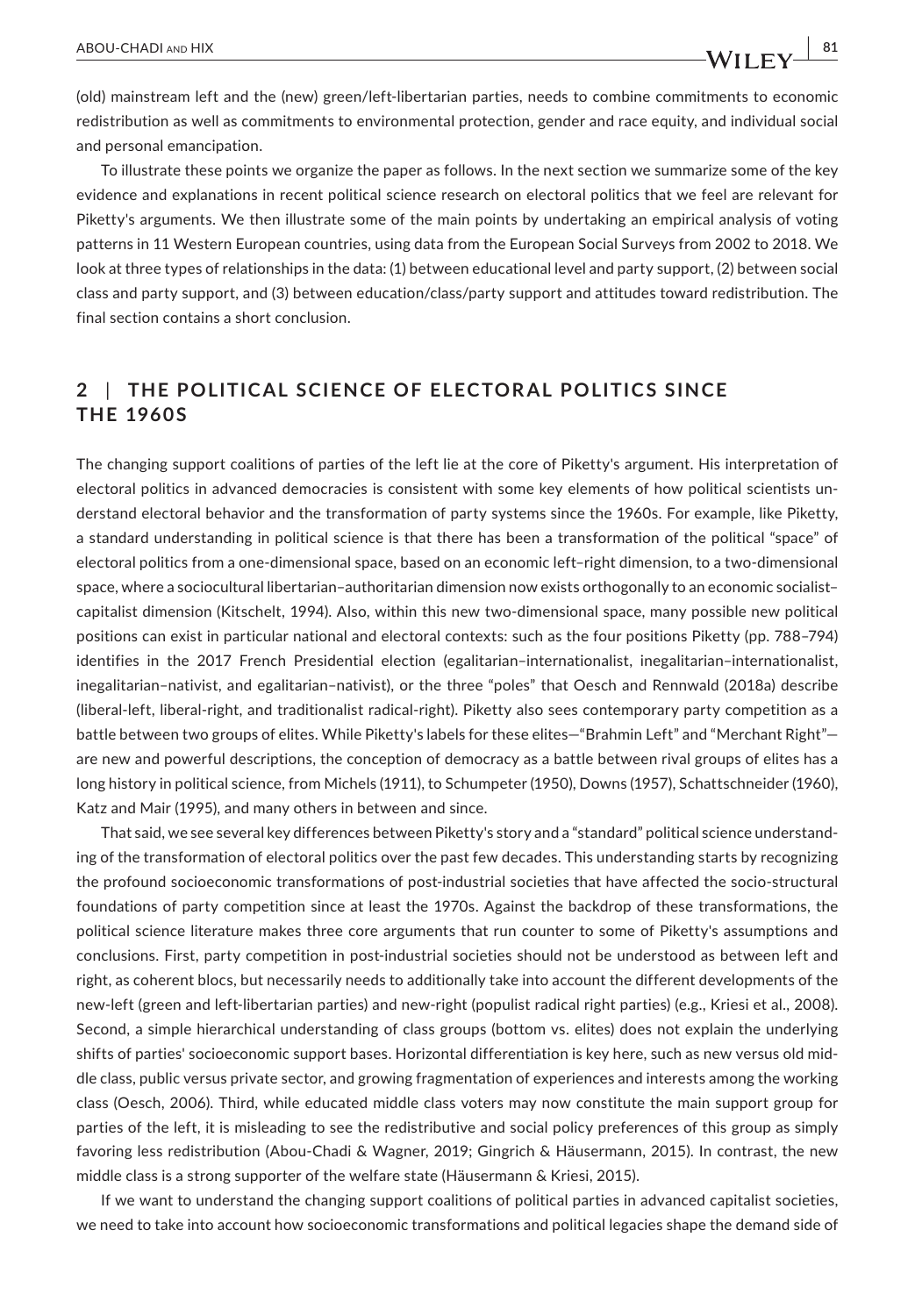(old) mainstream left and the (new) green/left-libertarian parties, needs to combine commitments to economic redistribution as well as commitments to environmental protection, gender and race equity, and individual social and personal emancipation.

To illustrate these points we organize the paper as follows. In the next section we summarize some of the key evidence and explanations in recent political science research on electoral politics that we feel are relevant for Piketty's arguments. We then illustrate some of the main points by undertaking an empirical analysis of voting patterns in 11 Western European countries, using data from the European Social Surveys from 2002 to 2018. We look at three types of relationships in the data: (1) between educational level and party support, (2) between social class and party support, and (3) between education/class/party support and attitudes toward redistribution. The final section contains a short conclusion.

## 2 | THE POLITICAL SCIENCE OF ELECTORAL POLITICS SINCE THE 1960S

The changing support coalitions of parties of the left lie at the core of Piketty's argument. His interpretation of electoral politics in advanced democracies is consistent with some key elements of how political scientists understand electoral behavior and the transformation of party systems since the 1960s. For example, like Piketty, a standard understanding in political science is that there has been a transformation of the political "space" of electoral politics from a one-dimensional space, based on an economic left–right dimension, to a two-dimensional space, where a sociocultural libertarian–authoritarian dimension now exists orthogonally to an economic socialist–capitalist dimension (Kitschelt, 1994). Also, within this new two-dimensional space, many possible new political positions can exist in particular national and electoral contexts: such as the four positions Piketty (pp. 788–794) identifies in the 2017 French Presidential election (egalitarian–internationalist, inegalitarian–internationalist, inegalitarian–nativist, and egalitarian–nativist), or the three "poles" that Oesch and Rennwald (2018a) describe (liberal-left, liberal-right, and traditionalist radical-right). Piketty also sees contemporary party competition as a battle between two groups of elites. While Piketty's labels for these elites—"Brahmin Left" and "Merchant Right"—are new and powerful descriptions, the conception of democracy as a battle between rival groups of elites has a long history in political science, from Michels (1911), to Schumpeter (1950), Downs (1957), Schattschneider (1960), Katz and Mair (1995), and many others in between and since.

That said, we see several key differences between Piketty's story and a "standard" political science understanding of the transformation of electoral politics over the past few decades. This understanding starts by recognizing the profound socioeconomic transformations of post-industrial societies that have affected the socio-structural foundations of party competition since at least the 1970s. Against the backdrop of these transformations, the political science literature makes three core arguments that run counter to some of Piketty's assumptions and conclusions. First, party competition in post-industrial societies should not be understood as between left and right, as coherent blocs, but necessarily needs to additionally take into account the different developments of the new-left (green and left-libertarian parties) and new-right (populist radical right parties) (e.g., Kriesi et al., 2008). Second, a simple hierarchical understanding of class groups (bottom vs. elites) does not explain the underlying shifts of parties' socioeconomic support bases. Horizontal differentiation is key here, such as new versus old middle class, public versus private sector, and growing fragmentation of experiences and interests among the working class (Oesch, 2006). Third, while educated middle class voters may now constitute the main support group for parties of the left, it is misleading to see the redistributive and social policy preferences of this group as simply favoring less redistribution (Abou-Chadi & Wagner, 2019; Gingrich & Häusermann, 2015). In contrast, the new middle class is a strong supporter of the welfare state (Häusermann & Kriesi, 2015).

If we want to understand the changing support coalitions of political parties in advanced capitalist societies, we need to take into account how socioeconomic transformations and political legacies shape the demand side of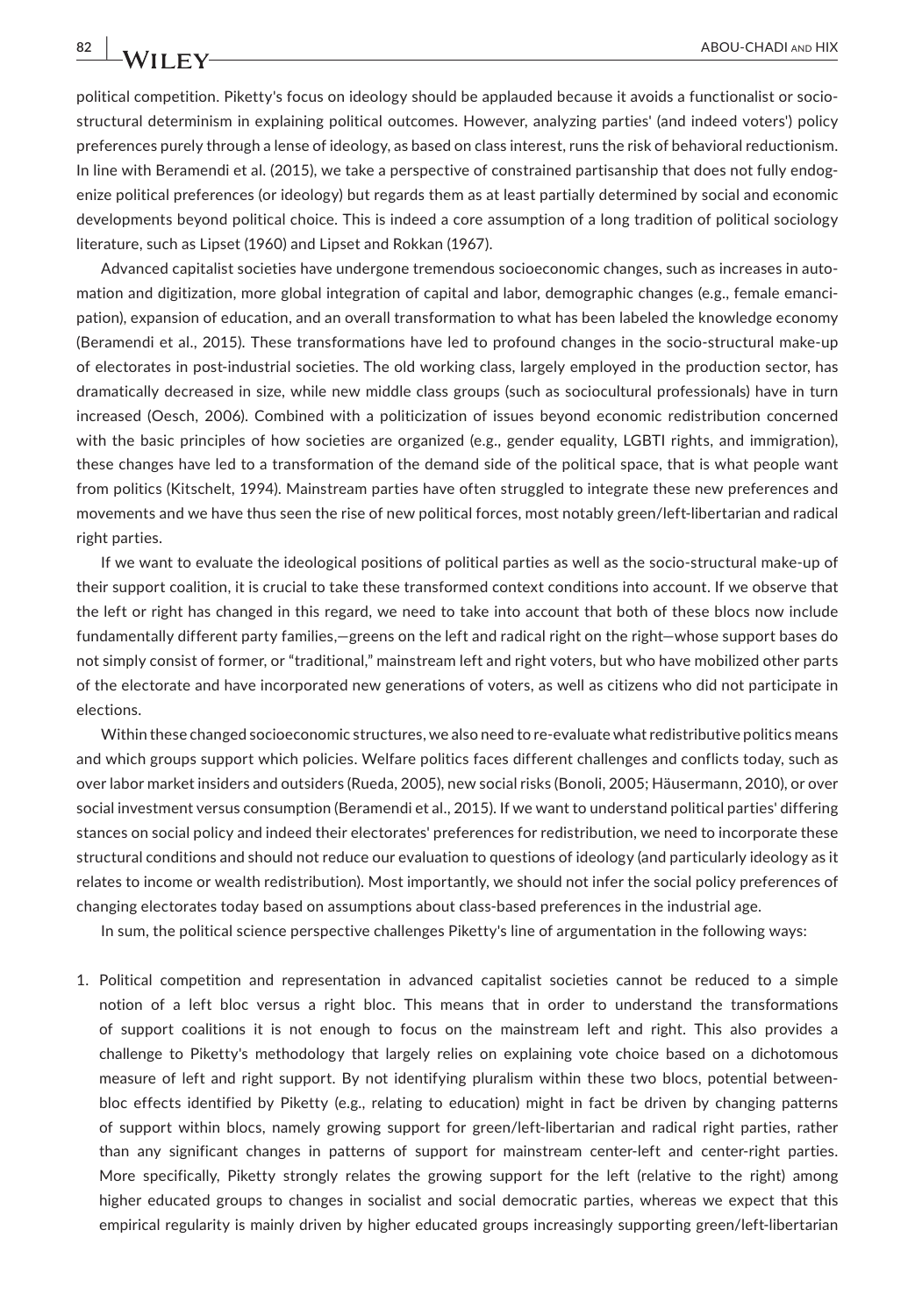political competition. Piketty's focus on ideology should be applauded because it avoids a functionalist or socio-structural determinism in explaining political outcomes. However, analyzing parties' (and indeed voters') policy preferences purely through a lense of ideology, as based on class interest, runs the risk of behavioral reductionism. In line with Beramendi et al. (2015), we take a perspective of constrained partisanship that does not fully endogenize political preferences (or ideology) but regards them as at least partially determined by social and economic developments beyond political choice. This is indeed a core assumption of a long tradition of political sociology literature, such as Lipset (1960) and Lipset and Rokkan (1967).

Advanced capitalist societies have undergone tremendous socioeconomic changes, such as increases in automation and digitization, more global integration of capital and labor, demographic changes (e.g., female emancipation), expansion of education, and an overall transformation to what has been labeled the knowledge economy (Beramendi et al., 2015). These transformations have led to profound changes in the socio-structural make-up of electorates in post-industrial societies. The old working class, largely employed in the production sector, has dramatically decreased in size, while new middle class groups (such as sociocultural professionals) have in turn increased (Oesch, 2006). Combined with a politicization of issues beyond economic redistribution concerned with the basic principles of how societies are organized (e.g., gender equality, LGBTI rights, and immigration), these changes have led to a transformation of the demand side of the political space, that is what people want from politics (Kitschelt, 1994). Mainstream parties have often struggled to integrate these new preferences and movements and we have thus seen the rise of new political forces, most notably green/left-libertarian and radical right parties.

If we want to evaluate the ideological positions of political parties as well as the socio-structural make-up of their support coalition, it is crucial to take these transformed context conditions into account. If we observe that the left or right has changed in this regard, we need to take into account that both of these blocs now include fundamentally different party families,—greens on the left and radical right on the right—whose support bases do not simply consist of former, or "traditional," mainstream left and right voters, but who have mobilized other parts of the electorate and have incorporated new generations of voters, as well as citizens who did not participate in elections.

Within these changed socioeconomic structures, we also need to re-evaluate what redistributive politics means and which groups support which policies. Welfare politics faces different challenges and conflicts today, such as over labor market insiders and outsiders (Rueda, 2005), new social risks (Bonoli, 2005; Häusermann, 2010), or over social investment versus consumption (Beramendi et al., 2015). If we want to understand political parties' differing stances on social policy and indeed their electorates' preferences for redistribution, we need to incorporate these structural conditions and should not reduce our evaluation to questions of ideology (and particularly ideology as it relates to income or wealth redistribution). Most importantly, we should not infer the social policy preferences of changing electorates today based on assumptions about class-based preferences in the industrial age.

In sum, the political science perspective challenges Piketty's line of argumentation in the following ways:

1. Political competition and representation in advanced capitalist societies cannot be reduced to a simple notion of a left bloc versus a right bloc. This means that in order to understand the transformations of support coalitions it is not enough to focus on the mainstream left and right. This also provides a challenge to Piketty's methodology that largely relies on explaining vote choice based on a dichotomous measure of left and right support. By not identifying pluralism within these two blocs, potential between-bloc effects identified by Piketty (e.g., relating to education) might in fact be driven by changing patterns of support within blocs, namely growing support for green/left-libertarian and radical right parties, rather than any significant changes in patterns of support for mainstream center-left and center-right parties. More specifically, Piketty strongly relates the growing support for the left (relative to the right) among higher educated groups to changes in socialist and social democratic parties, whereas we expect that this empirical regularity is mainly driven by higher educated groups increasingly supporting green/left-libertarian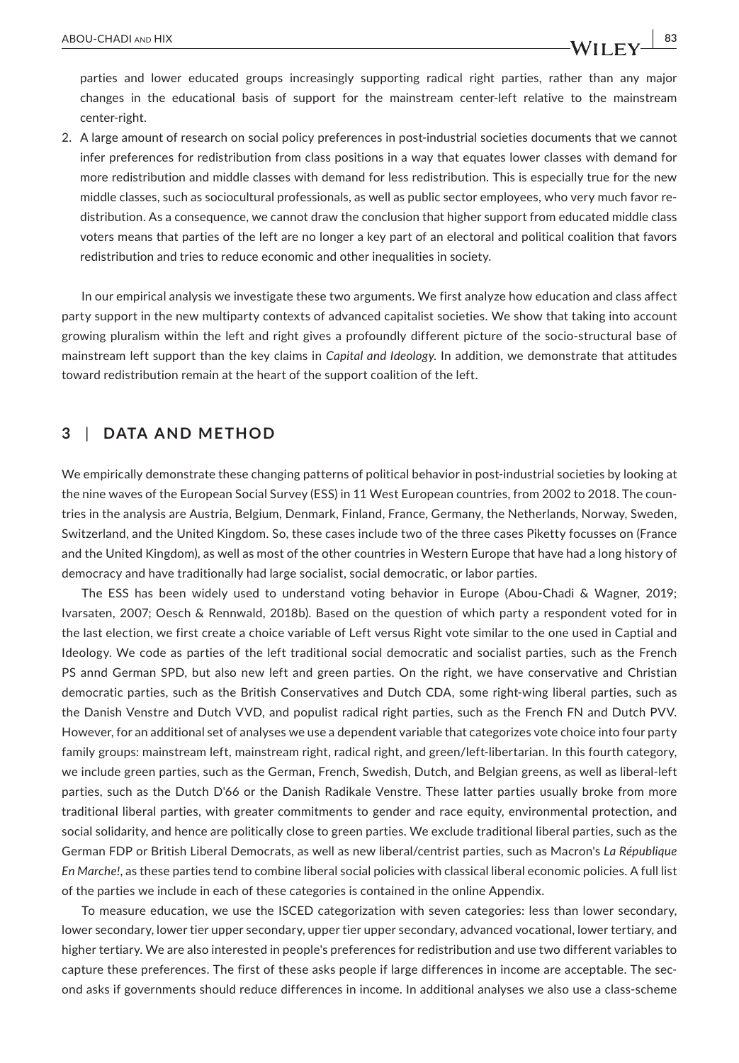parties and lower educated groups increasingly supporting radical right parties, rather than any major changes in the educational basis of support for the mainstream center-left relative to the mainstream center-right.

2. A large amount of research on social policy preferences in post-industrial societies documents that we cannot infer preferences for redistribution from class positions in a way that equates lower classes with demand for more redistribution and middle classes with demand for less redistribution. This is especially true for the new middle classes, such as sociocultural professionals, as well as public sector employees, who very much favor redistribution. As a consequence, we cannot draw the conclusion that higher support from educated middle class voters means that parties of the left are no longer a key part of an electoral and political coalition that favors redistribution and tries to reduce economic and other inequalities in society.

In our empirical analysis we investigate these two arguments. We first analyze how education and class affect party support in the new multiparty contexts of advanced capitalist societies. We show that taking into account growing pluralism within the left and right gives a profoundly different picture of the socio-structural base of mainstream left support than the key claims in *Capital and Ideology*. In addition, we demonstrate that attitudes toward redistribution remain at the heart of the support coalition of the left.

## 3 | DATA AND METHOD

We empirically demonstrate these changing patterns of political behavior in post-industrial societies by looking at the nine waves of the European Social Survey (ESS) in 11 West European countries, from 2002 to 2018. The countries in the analysis are Austria, Belgium, Denmark, Finland, France, Germany, the Netherlands, Norway, Sweden, Switzerland, and the United Kingdom. So, these cases include two of the three cases Piketty focusses on (France and the United Kingdom), as well as most of the other countries in Western Europe that have had a long history of democracy and have traditionally had large socialist, social democratic, or labor parties.

The ESS has been widely used to understand voting behavior in Europe (Abou-Chadi & Wagner, 2019; Ivarsaten, 2007; Oesch & Rennwald, 2018b). Based on the question of which party a respondent voted for in the last election, we first create a choice variable of Left versus Right vote similar to the one used in Captial and Ideology. We code as parties of the left traditional social democratic and socialist parties, such as the French PS annd German SPD, but also new left and green parties. On the right, we have conservative and Christian democratic parties, such as the British Conservatives and Dutch CDA, some right-wing liberal parties, such as the Danish Venstre and Dutch VVD, and populist radical right parties, such as the French FN and Dutch PVV. However, for an additional set of analyses we use a dependent variable that categorizes vote choice into four party family groups: mainstream left, mainstream right, radical right, and green/left-libertarian. In this fourth category, we include green parties, such as the German, French, Swedish, Dutch, and Belgian greens, as well as liberal-left parties, such as the Dutch D'66 or the Danish Radikale Venstre. These latter parties usually broke from more traditional liberal parties, with greater commitments to gender and race equity, environmental protection, and social solidarity, and hence are politically close to green parties. We exclude traditional liberal parties, such as the German FDP or British Liberal Democrats, as well as new liberal/centrist parties, such as Macron's *La République En Marche!*, as these parties tend to combine liberal social policies with classical liberal economic policies. A full list of the parties we include in each of these categories is contained in the online Appendix.

To measure education, we use the ISCED categorization with seven categories: less than lower secondary, lower secondary, lower tier upper secondary, upper tier upper secondary, advanced vocational, lower tertiary, and higher tertiary. We are also interested in people's preferences for redistribution and use two different variables to capture these preferences. The first of these asks people if large differences in income are acceptable. The second asks if governments should reduce differences in income. In additional analyses we also use a class-scheme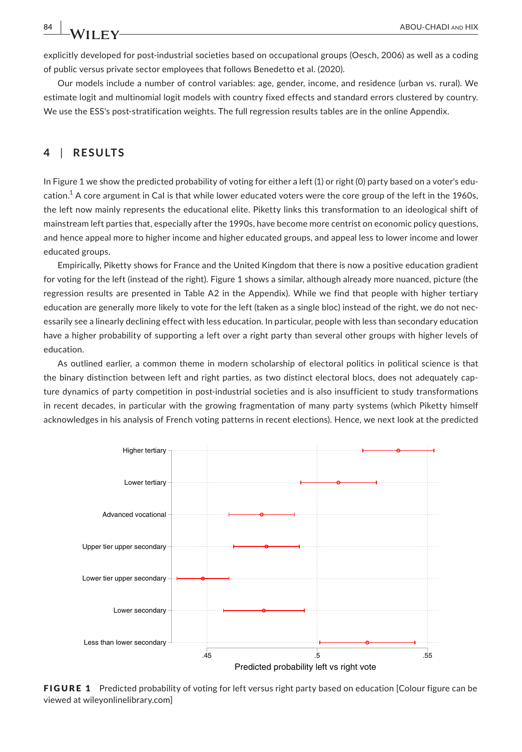explicitly developed for post-industrial societies based on occupational groups (Oesch, 2006) as well as a coding of public versus private sector employees that follows Benedetto et al. (2020).

Our models include a number of control variables: age, gender, income, and residence (urban vs. rural). We estimate logit and multinomial logit models with country fixed effects and standard errors clustered by country. We use the ESS's post-stratification weights. The full regression results tables are in the online Appendix.

## 4 | RESULTS

In Figure 1 we show the predicted probability of voting for either a left (1) or right (0) party based on a voter's education.[1] A core argument in CaI is that while lower educated voters were the core group of the left in the 1960s, the left now mainly represents the educational elite. Piketty links this transformation to an ideological shift of mainstream left parties that, especially after the 1990s, have become more centrist on economic policy questions, and hence appeal more to higher income and higher educated groups, and appeal less to lower income and lower educated groups.

Empirically, Piketty shows for France and the United Kingdom that there is now a positive education gradient for voting for the left (instead of the right). Figure 1 shows a similar, although already more nuanced, picture (the regression results are presented in Table A2 in the Appendix). While we find that people with higher tertiary education are generally more likely to vote for the left (taken as a single bloc) instead of the right, we do not necessarily see a linearly declining effect with less education. In particular, people with less than secondary education have a higher probability of supporting a left over a right party than several other groups with higher levels of education.

As outlined earlier, a common theme in modern scholarship of electoral politics in political science is that the binary distinction between left and right parties, as two distinct electoral blocs, does not adequately capture dynamics of party competition in post-industrial societies and is also insufficient to study transformations in recent decades, in particular with the growing fragmentation of many party systems (which Piketty himself acknowledges in his analysis of French voting patterns in recent elections). Hence, we next look at the predicted

**FIGURE 1** Predicted probability of voting for left versus right party based on education [Colour figure can be viewed at wileyonlinelibrary.com]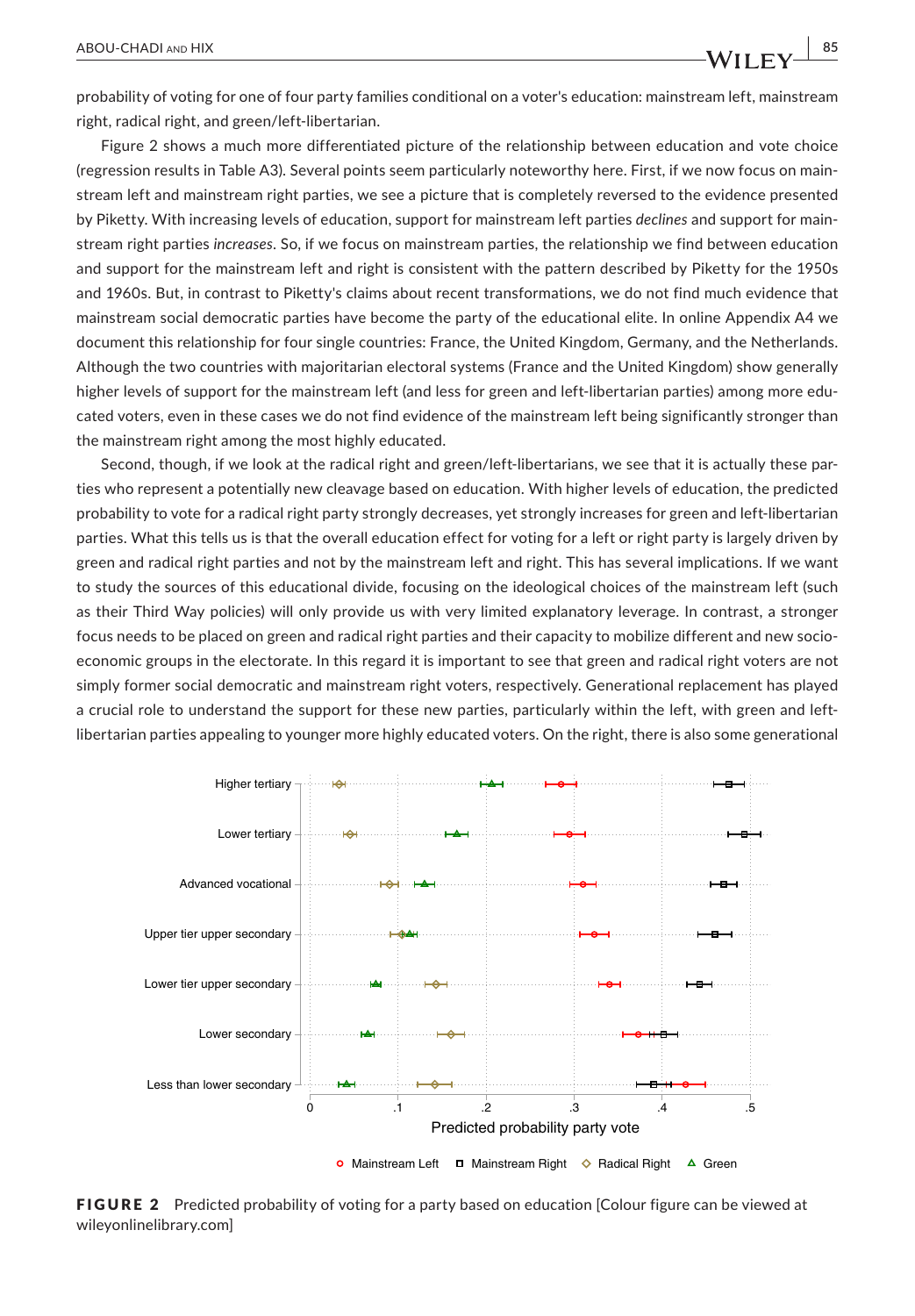probability of voting for one of four party families conditional on a voter's education: mainstream left, mainstream right, radical right, and green/left-libertarian.

Figure 2 shows a much more differentiated picture of the relationship between education and vote choice (regression results in Table A3). Several points seem particularly noteworthy here. First, if we now focus on mainstream left and mainstream right parties, we see a picture that is completely reversed to the evidence presented by Piketty. With increasing levels of education, support for mainstream left parties *declines* and support for mainstream right parties *increases*. So, if we focus on mainstream parties, the relationship we find between education and support for the mainstream left and right is consistent with the pattern described by Piketty for the 1950s and 1960s. But, in contrast to Piketty's claims about recent transformations, we do not find much evidence that mainstream social democratic parties have become the party of the educational elite. In online Appendix A4 we document this relationship for four single countries: France, the United Kingdom, Germany, and the Netherlands. Although the two countries with majoritarian electoral systems (France and the United Kingdom) show generally higher levels of support for the mainstream left (and less for green and left-libertarian parties) among more educated voters, even in these cases we do not find evidence of the mainstream left being significantly stronger than the mainstream right among the most highly educated.

Second, though, if we look at the radical right and green/left-libertarians, we see that it is actually these parties who represent a potentially new cleavage based on education. With higher levels of education, the predicted probability to vote for a radical right party strongly decreases, yet strongly increases for green and left-libertarian parties. What this tells us is that the overall education effect for voting for a left or right party is largely driven by green and radical right parties and not by the mainstream left and right. This has several implications. If we want to study the sources of this educational divide, focusing on the ideological choices of the mainstream left (such as their Third Way policies) will only provide us with very limited explanatory leverage. In contrast, a stronger focus needs to be placed on green and radical right parties and their capacity to mobilize different and new socioeconomic groups in the electorate. In this regard it is important to see that green and radical right voters are not simply former social democratic and mainstream right voters, respectively. Generational replacement has played a crucial role to understand the support for these new parties, particularly within the left, with green and left-libertarian parties appealing to younger more highly educated voters. On the right, there is also some generational

**FIGURE 2** Predicted probability of voting for a party based on education [Colour figure can be viewed at wileyonlinelibrary.com]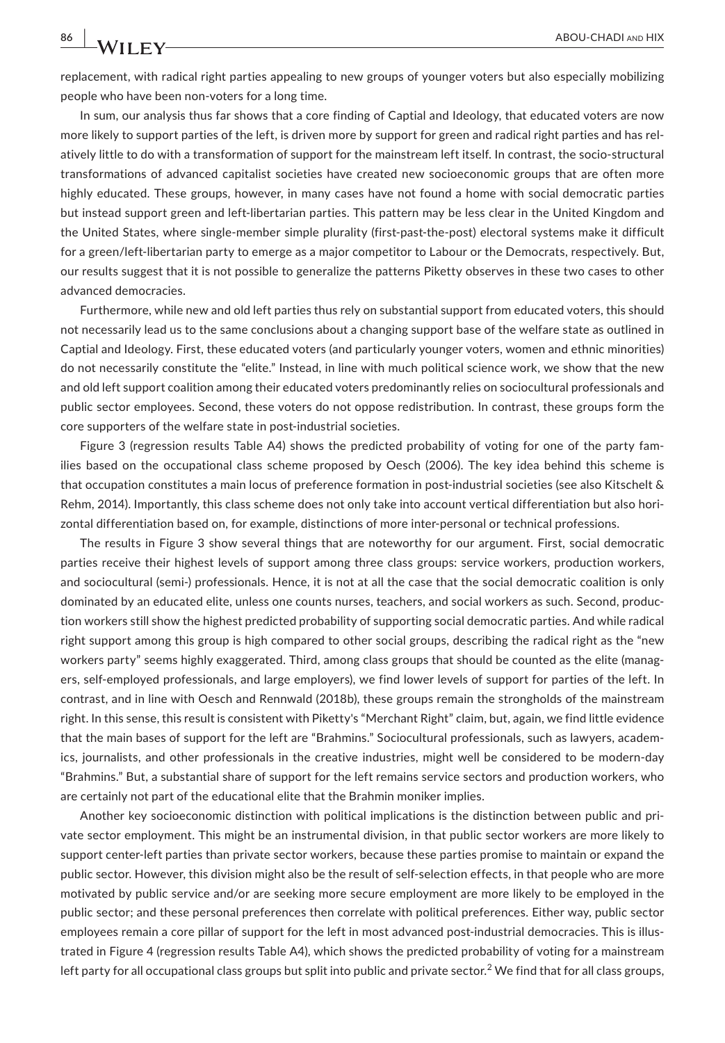replacement, with radical right parties appealing to new groups of younger voters but also especially mobilizing people who have been non-voters for a long time.

In sum, our analysis thus far shows that a core finding of Captial and Ideology, that educated voters are now more likely to support parties of the left, is driven more by support for green and radical right parties and has relatively little to do with a transformation of support for the mainstream left itself. In contrast, the socio-structural transformations of advanced capitalist societies have created new socioeconomic groups that are often more highly educated. These groups, however, in many cases have not found a home with social democratic parties but instead support green and left-libertarian parties. This pattern may be less clear in the United Kingdom and the United States, where single-member simple plurality (first-past-the-post) electoral systems make it difficult for a green/left-libertarian party to emerge as a major competitor to Labour or the Democrats, respectively. But, our results suggest that it is not possible to generalize the patterns Piketty observes in these two cases to other advanced democracies.

Furthermore, while new and old left parties thus rely on substantial support from educated voters, this should not necessarily lead us to the same conclusions about a changing support base of the welfare state as outlined in Captial and Ideology. First, these educated voters (and particularly younger voters, women and ethnic minorities) do not necessarily constitute the "elite." Instead, in line with much political science work, we show that the new and old left support coalition among their educated voters predominantly relies on sociocultural professionals and public sector employees. Second, these voters do not oppose redistribution. In contrast, these groups form the core supporters of the welfare state in post-industrial societies.

Figure 3 (regression results Table A4) shows the predicted probability of voting for one of the party families based on the occupational class scheme proposed by Oesch (2006). The key idea behind this scheme is that occupation constitutes a main locus of preference formation in post-industrial societies (see also Kitschelt & Rehm, 2014). Importantly, this class scheme does not only take into account vertical differentiation but also horizontal differentiation based on, for example, distinctions of more inter-personal or technical professions.

The results in Figure 3 show several things that are noteworthy for our argument. First, social democratic parties receive their highest levels of support among three class groups: service workers, production workers, and sociocultural (semi-) professionals. Hence, it is not at all the case that the social democratic coalition is only dominated by an educated elite, unless one counts nurses, teachers, and social workers as such. Second, production workers still show the highest predicted probability of supporting social democratic parties. And while radical right support among this group is high compared to other social groups, describing the radical right as the "new workers party" seems highly exaggerated. Third, among class groups that should be counted as the elite (managers, self-employed professionals, and large employers), we find lower levels of support for parties of the left. In contrast, and in line with Oesch and Rennwald (2018b), these groups remain the strongholds of the mainstream right. In this sense, this result is consistent with Piketty's "Merchant Right" claim, but, again, we find little evidence that the main bases of support for the left are "Brahmins." Sociocultural professionals, such as lawyers, academics, journalists, and other professionals in the creative industries, might well be considered to be modern-day "Brahmins." But, a substantial share of support for the left remains service sectors and production workers, who are certainly not part of the educational elite that the Brahmin moniker implies.

Another key socioeconomic distinction with political implications is the distinction between public and private sector employment. This might be an instrumental division, in that public sector workers are more likely to support center-left parties than private sector workers, because these parties promise to maintain or expand the public sector. However, this division might also be the result of self-selection effects, in that people who are more motivated by public service and/or are seeking more secure employment are more likely to be employed in the public sector; and these personal preferences then correlate with political preferences. Either way, public sector employees remain a core pillar of support for the left in most advanced post-industrial democracies. This is illustrated in Figure 4 (regression results Table A4), which shows the predicted probability of voting for a mainstream left party for all occupational class groups but split into public and private sector.[2] We find that for all class groups,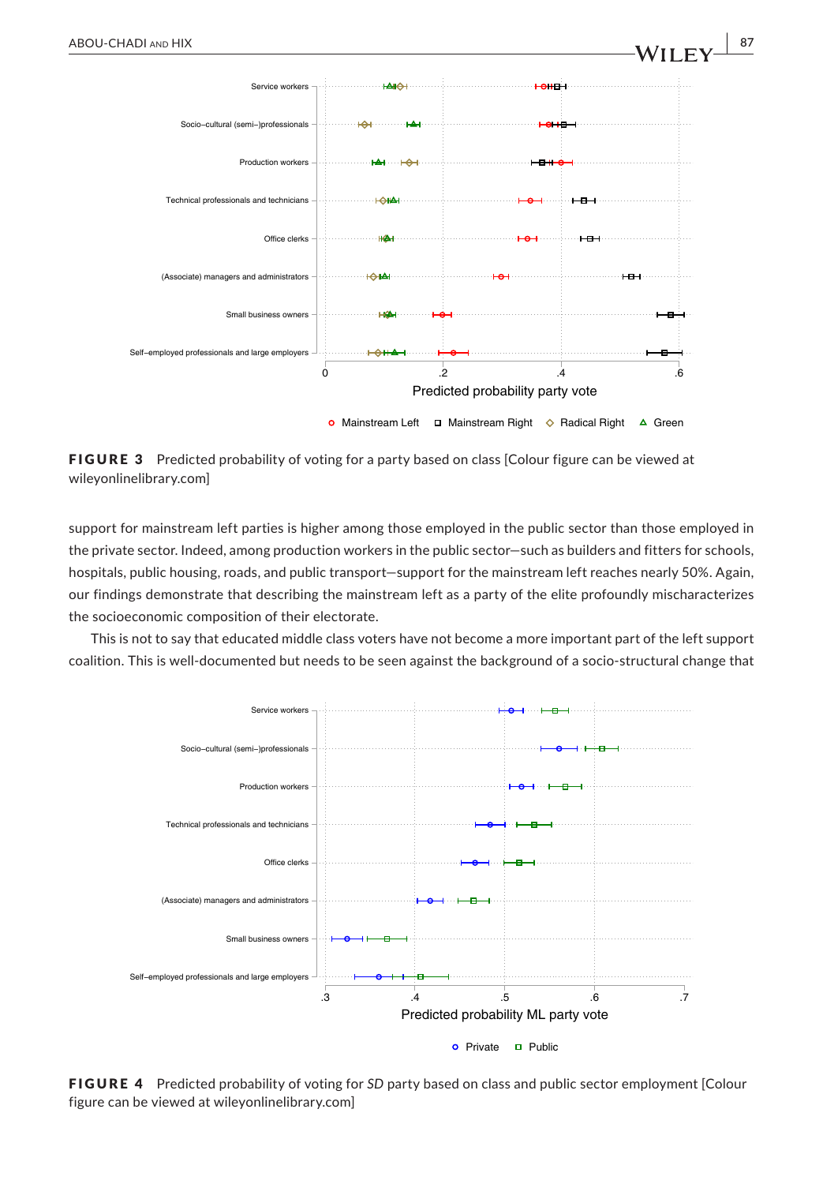**FIGURE 3** Predicted probability of voting for a party based on class [Colour figure can be viewed at wileyonlinelibrary.com]

support for mainstream left parties is higher among those employed in the public sector than those employed in the private sector. Indeed, among production workers in the public sector—such as builders and fitters for schools, hospitals, public housing, roads, and public transport—support for the mainstream left reaches nearly 50%. Again, our findings demonstrate that describing the mainstream left as a party of the elite profoundly mischaracterizes the socioeconomic composition of their electorate.

This is not to say that educated middle class voters have not become a more important part of the left support coalition. This is well-documented but needs to be seen against the background of a socio-structural change that

**FIGURE 4** Predicted probability of voting for *SD* party based on class and public sector employment [Colour figure can be viewed at wileyonlinelibrary.com]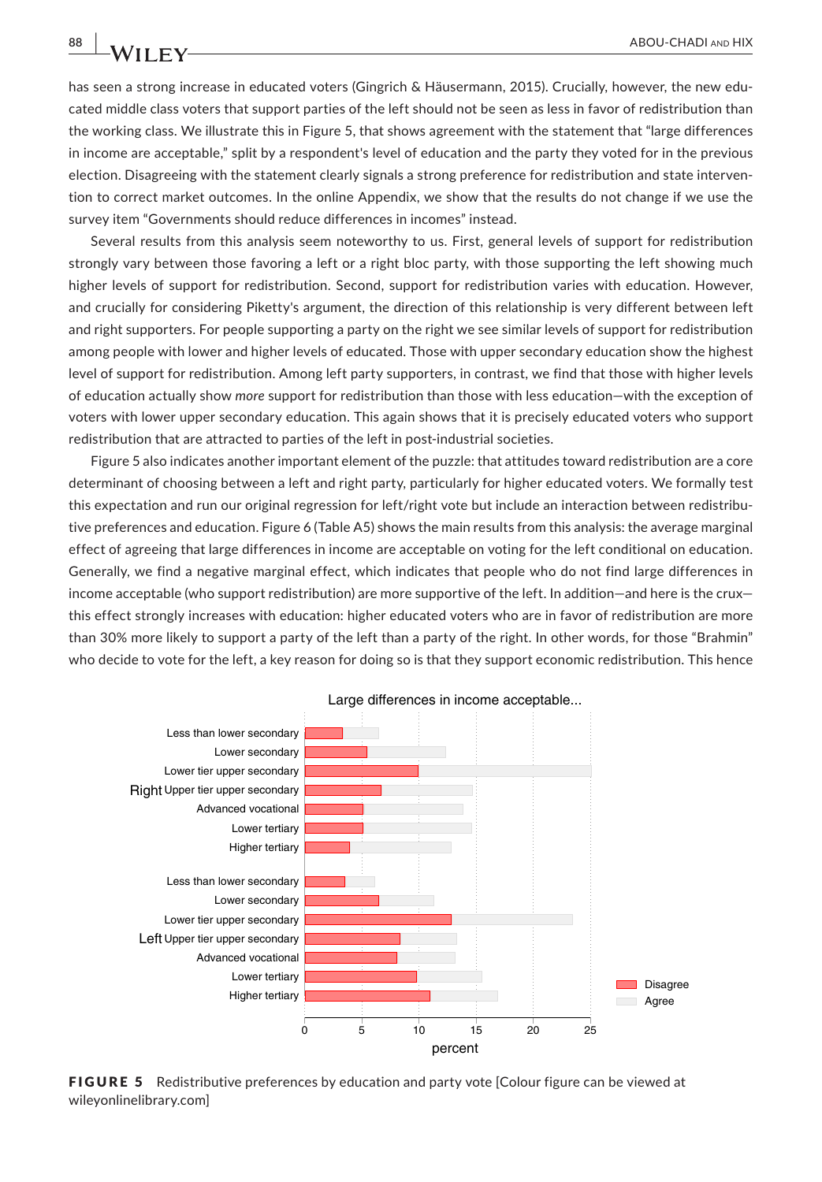has seen a strong increase in educated voters (Gingrich & Häusermann, 2015). Crucially, however, the new educated middle class voters that support parties of the left should not be seen as less in favor of redistribution than the working class. We illustrate this in Figure 5, that shows agreement with the statement that "large differences in income are acceptable," split by a respondent's level of education and the party they voted for in the previous election. Disagreeing with the statement clearly signals a strong preference for redistribution and state intervention to correct market outcomes. In the online Appendix, we show that the results do not change if we use the survey item "Governments should reduce differences in incomes" instead.

Several results from this analysis seem noteworthy to us. First, general levels of support for redistribution strongly vary between those favoring a left or a right bloc party, with those supporting the left showing much higher levels of support for redistribution. Second, support for redistribution varies with education. However, and crucially for considering Piketty's argument, the direction of this relationship is very different between left and right supporters. For people supporting a party on the right we see similar levels of support for redistribution among people with lower and higher levels of educated. Those with upper secondary education show the highest level of support for redistribution. Among left party supporters, in contrast, we find that those with higher levels of education actually show *more* support for redistribution than those with less education—with the exception of voters with lower upper secondary education. This again shows that it is precisely educated voters who support redistribution that are attracted to parties of the left in post-industrial societies.

Figure 5 also indicates another important element of the puzzle: that attitudes toward redistribution are a core determinant of choosing between a left and right party, particularly for higher educated voters. We formally test this expectation and run our original regression for left/right vote but include an interaction between redistributive preferences and education. Figure 6 (Table A5) shows the main results from this analysis: the average marginal effect of agreeing that large differences in income are acceptable on voting for the left conditional on education. Generally, we find a negative marginal effect, which indicates that people who do not find large differences in income acceptable (who support redistribution) are more supportive of the left. In addition—and here is the crux—this effect strongly increases with education: higher educated voters who are in favor of redistribution are more than 30% more likely to support a party of the left than a party of the right. In other words, for those "Brahmin" who decide to vote for the left, a key reason for doing so is that they support economic redistribution. This hence

**FIGURE 5** Redistributive preferences by education and party vote [Colour figure can be viewed at wileyonlinelibrary.com]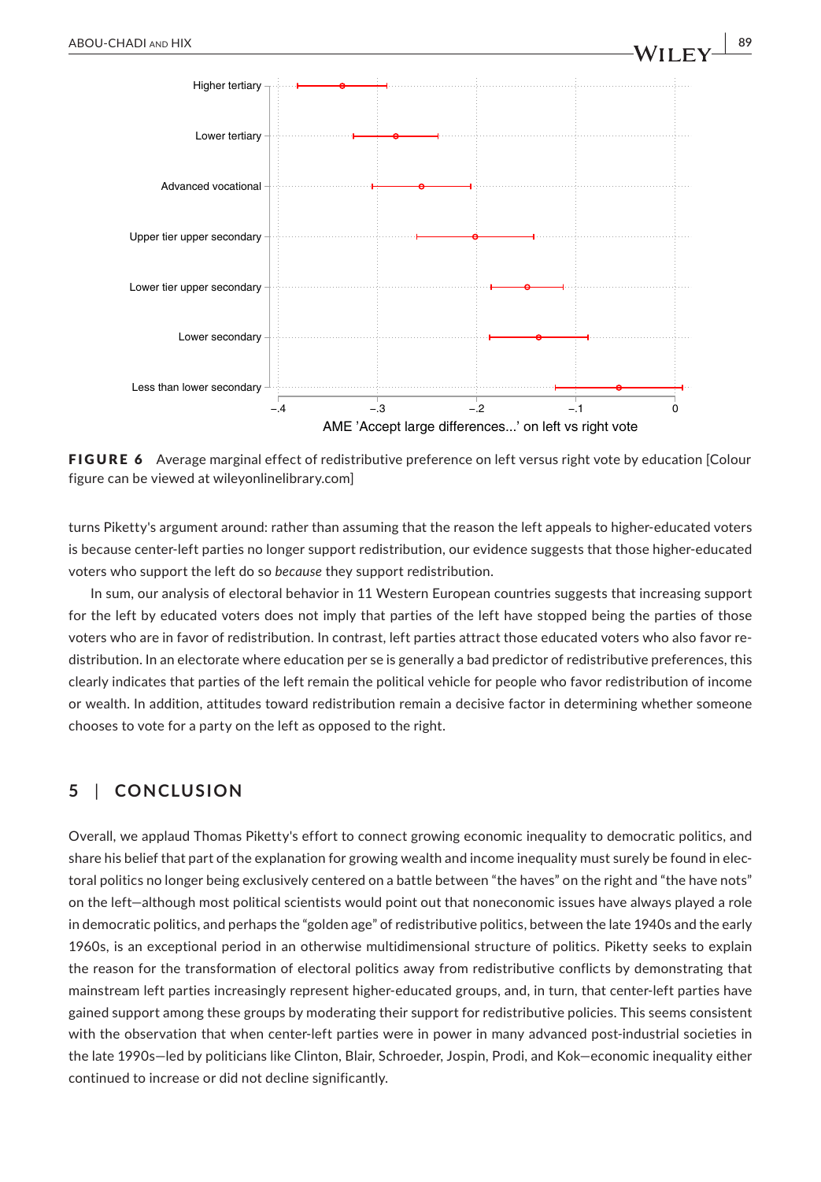FIGURE 6 Average marginal effect of redistributive preference on left versus right vote by education [Colour figure can be viewed at wileyonlinelibrary.com]

turns Piketty's argument around: rather than assuming that the reason the left appeals to higher-educated voters is because center-left parties no longer support redistribution, our evidence suggests that those higher-educated voters who support the left do so *because* they support redistribution.

In sum, our analysis of electoral behavior in 11 Western European countries suggests that increasing support for the left by educated voters does not imply that parties of the left have stopped being the parties of those voters who are in favor of redistribution. In contrast, left parties attract those educated voters who also favor redistribution. In an electorate where education per se is generally a bad predictor of redistributive preferences, this clearly indicates that parties of the left remain the political vehicle for people who favor redistribution of income or wealth. In addition, attitudes toward redistribution remain a decisive factor in determining whether someone chooses to vote for a party on the left as opposed to the right.

## 5 | CONCLUSION

Overall, we applaud Thomas Piketty's effort to connect growing economic inequality to democratic politics, and share his belief that part of the explanation for growing wealth and income inequality must surely be found in electoral politics no longer being exclusively centered on a battle between "the haves" on the right and "the have nots" on the left—although most political scientists would point out that noneconomic issues have always played a role in democratic politics, and perhaps the "golden age" of redistributive politics, between the late 1940s and the early 1960s, is an exceptional period in an otherwise multidimensional structure of politics. Piketty seeks to explain the reason for the transformation of electoral politics away from redistributive conflicts by demonstrating that mainstream left parties increasingly represent higher-educated groups, and, in turn, that center-left parties have gained support among these groups by moderating their support for redistributive policies. This seems consistent with the observation that when center-left parties were in power in many advanced post-industrial societies in the late 1990s—led by politicians like Clinton, Blair, Schroeder, Jospin, Prodi, and Kok—economic inequality either continued to increase or did not decline significantly.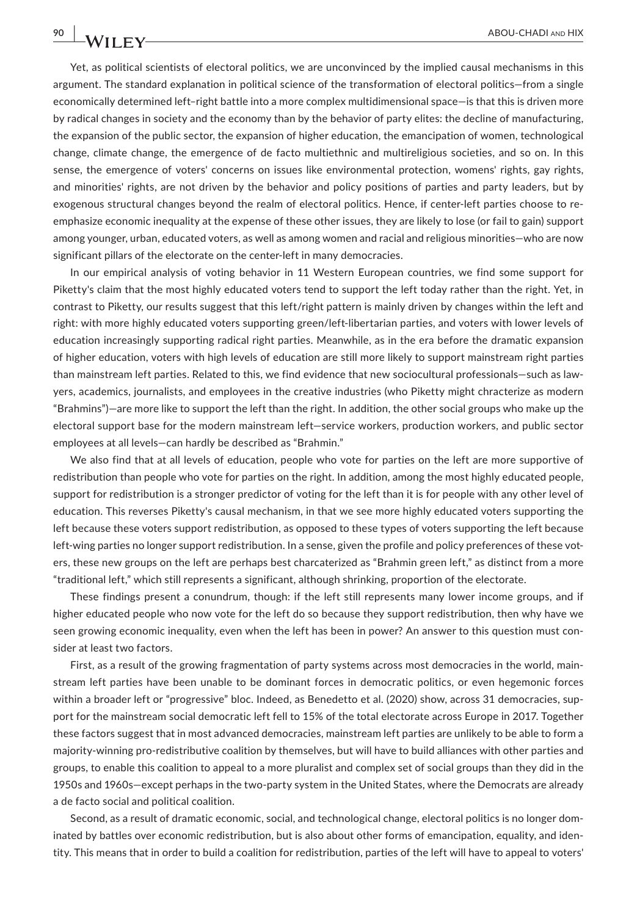Yet, as political scientists of electoral politics, we are unconvinced by the implied causal mechanisms in this argument. The standard explanation in political science of the transformation of electoral politics—from a single economically determined left–right battle into a more complex multidimensional space—is that this is driven more by radical changes in society and the economy than by the behavior of party elites: the decline of manufacturing, the expansion of the public sector, the expansion of higher education, the emancipation of women, technological change, climate change, the emergence of de facto multiethnic and multireligious societies, and so on. In this sense, the emergence of voters' concerns on issues like environmental protection, womens' rights, gay rights, and minorities' rights, are not driven by the behavior and policy positions of parties and party leaders, but by exogenous structural changes beyond the realm of electoral politics. Hence, if center-left parties choose to re-emphasize economic inequality at the expense of these other issues, they are likely to lose (or fail to gain) support among younger, urban, educated voters, as well as among women and racial and religious minorities—who are now significant pillars of the electorate on the center-left in many democracies.

In our empirical analysis of voting behavior in 11 Western European countries, we find some support for Piketty's claim that the most highly educated voters tend to support the left today rather than the right. Yet, in contrast to Piketty, our results suggest that this left/right pattern is mainly driven by changes within the left and right: with more highly educated voters supporting green/left-libertarian parties, and voters with lower levels of education increasingly supporting radical right parties. Meanwhile, as in the era before the dramatic expansion of higher education, voters with high levels of education are still more likely to support mainstream right parties than mainstream left parties. Related to this, we find evidence that new sociocultural professionals—such as lawyers, academics, journalists, and employees in the creative industries (who Piketty might chracterize as modern "Brahmins")—are more like to support the left than the right. In addition, the other social groups who make up the electoral support base for the modern mainstream left—service workers, production workers, and public sector employees at all levels—can hardly be described as "Brahmin."

We also find that at all levels of education, people who vote for parties on the left are more supportive of redistribution than people who vote for parties on the right. In addition, among the most highly educated people, support for redistribution is a stronger predictor of voting for the left than it is for people with any other level of education. This reverses Piketty's causal mechanism, in that we see more highly educated voters supporting the left because these voters support redistribution, as opposed to these types of voters supporting the left because left-wing parties no longer support redistribution. In a sense, given the profile and policy preferences of these voters, these new groups on the left are perhaps best charcaterized as "Brahmin green left," as distinct from a more "traditional left," which still represents a significant, although shrinking, proportion of the electorate.

These findings present a conundrum, though: if the left still represents many lower income groups, and if higher educated people who now vote for the left do so because they support redistribution, then why have we seen growing economic inequality, even when the left has been in power? An answer to this question must consider at least two factors.

First, as a result of the growing fragmentation of party systems across most democracies in the world, mainstream left parties have been unable to be dominant forces in democratic politics, or even hegemonic forces within a broader left or "progressive" bloc. Indeed, as Benedetto et al. (2020) show, across 31 democracies, support for the mainstream social democratic left fell to 15% of the total electorate across Europe in 2017. Together these factors suggest that in most advanced democracies, mainstream left parties are unlikely to be able to form a majority-winning pro-redistributive coalition by themselves, but will have to build alliances with other parties and groups, to enable this coalition to appeal to a more pluralist and complex set of social groups than they did in the 1950s and 1960s—except perhaps in the two-party system in the United States, where the Democrats are already a de facto social and political coalition.

Second, as a result of dramatic economic, social, and technological change, electoral politics is no longer dominated by battles over economic redistribution, but is also about other forms of emancipation, equality, and identity. This means that in order to build a coalition for redistribution, parties of the left will have to appeal to voters'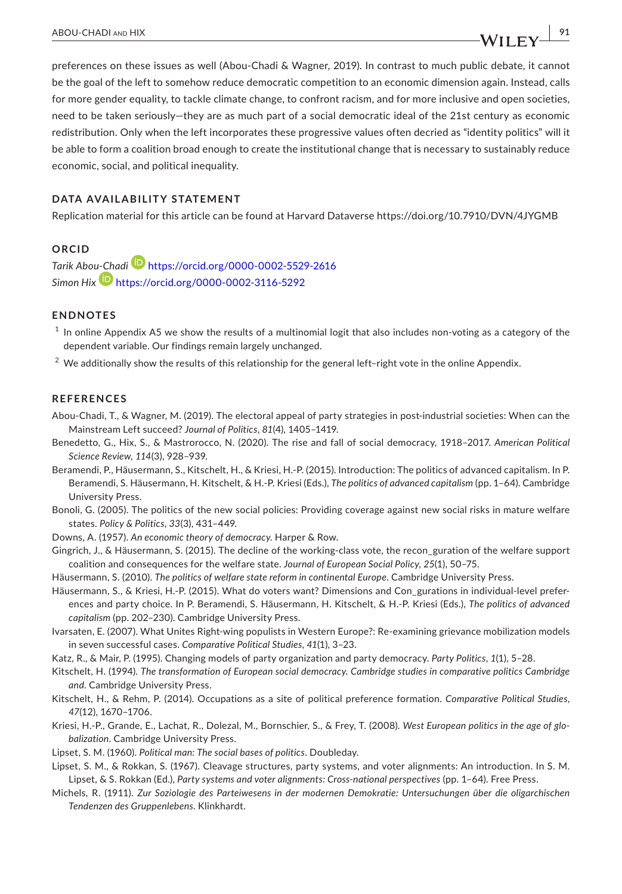preferences on these issues as well (Abou-Chadi & Wagner, 2019). In contrast to much public debate, it cannot be the goal of the left to somehow reduce democratic competition to an economic dimension again. Instead, calls for more gender equality, to tackle climate change, to confront racism, and for more inclusive and open societies, need to be taken seriously—they are as much part of a social democratic ideal of the 21st century as economic redistribution. Only when the left incorporates these progressive values often decried as "identity politics" will it be able to form a coalition broad enough to create the institutional change that is necessary to sustainably reduce economic, social, and political inequality.

## DATA AVAILABILITY STATEMENT

Replication material for this article can be found at Harvard Dataverse https://doi.org/10.7910/DVN/4JYGMB

## ORCID

*Tarik Abou-Chadi* https://orcid.org/0000-0002-5529-2616
*Simon Hix* https://orcid.org/0000-0002-3116-5292

## ENDNOTES

[1] In online Appendix A5 we show the results of a multinomial logit that also includes non-voting as a category of the dependent variable. Our findings remain largely unchanged.

[2] We additionally show the results of this relationship for the general left–right vote in the online Appendix.

## REFERENCES

Abou-Chadi, T., & Wagner, M. (2019). The electoral appeal of party strategies in post-industrial societies: When can the Mainstream Left succeed? *Journal of Politics*, *81*(4), 1405–1419.

Benedetto, G., Hix, S., & Mastrorocco, N. (2020). The rise and fall of social democracy, 1918–2017. *American Political Science Review*, *114*(3), 928–939.

Beramendi, P., Häusermann, S., Kitschelt, H., & Kriesi, H.-P. (2015). Introduction: The politics of advanced capitalism. In P. Beramendi, S. Häusermann, H. Kitschelt, & H.-P. Kriesi (Eds.), *The politics of advanced capitalism* (pp. 1–64). Cambridge University Press.

Bonoli, G. (2005). The politics of the new social policies: Providing coverage against new social risks in mature welfare states. *Policy & Politics*, *33*(3), 431–449.

Downs, A. (1957). *An economic theory of democracy*. Harper & Row.

Gingrich, J., & Häusermann, S. (2015). The decline of the working-class vote, the recon_guration of the welfare support coalition and consequences for the welfare state. *Journal of European Social Policy*, *25*(1), 50–75.

Häusermann, S. (2010). *The politics of welfare state reform in continental Europe*. Cambridge University Press.

Häusermann, S., & Kriesi, H.-P. (2015). What do voters want? Dimensions and Con_gurations in individual-level preferences and party choice. In P. Beramendi, S. Häusermann, H. Kitschelt, & H.-P. Kriesi (Eds.), *The politics of advanced capitalism* (pp. 202–230). Cambridge University Press.

Ivarsaten, E. (2007). What Unites Right-wing populists in Western Europe?: Re-examining grievance mobilization models in seven successful cases. *Comparative Political Studies*, *41*(1), 3–23.

Katz, R., & Mair, P. (1995). Changing models of party organization and party democracy. *Party Politics*, *1*(1), 5–28.

Kitschelt, H. (1994). *The transformation of European social democracy. Cambridge studies in comparative politics Cambridge and*. Cambridge University Press.

Kitschelt, H., & Rehm, P. (2014). Occupations as a site of political preference formation. *Comparative Political Studies*, *47*(12), 1670–1706.

Kriesi, H.-P., Grande, E., Lachat, R., Dolezal, M., Bornschier, S., & Frey, T. (2008). *West European politics in the age of globalization*. Cambridge University Press.

Lipset, S. M. (1960). *Political man: The social bases of politics*. Doubleday.

Lipset, S. M., & Rokkan, S. (1967). Cleavage structures, party systems, and voter alignments: An introduction. In S. M. Lipset, & S. Rokkan (Ed.), *Party systems and voter alignments: Cross-national perspectives* (pp. 1–64). Free Press.

Michels, R. (1911). *Zur Soziologie des Parteiwesens in der modernen Demokratie: Untersuchungen über die oligarchischen Tendenzen des Gruppenlebens*. Klinkhardt.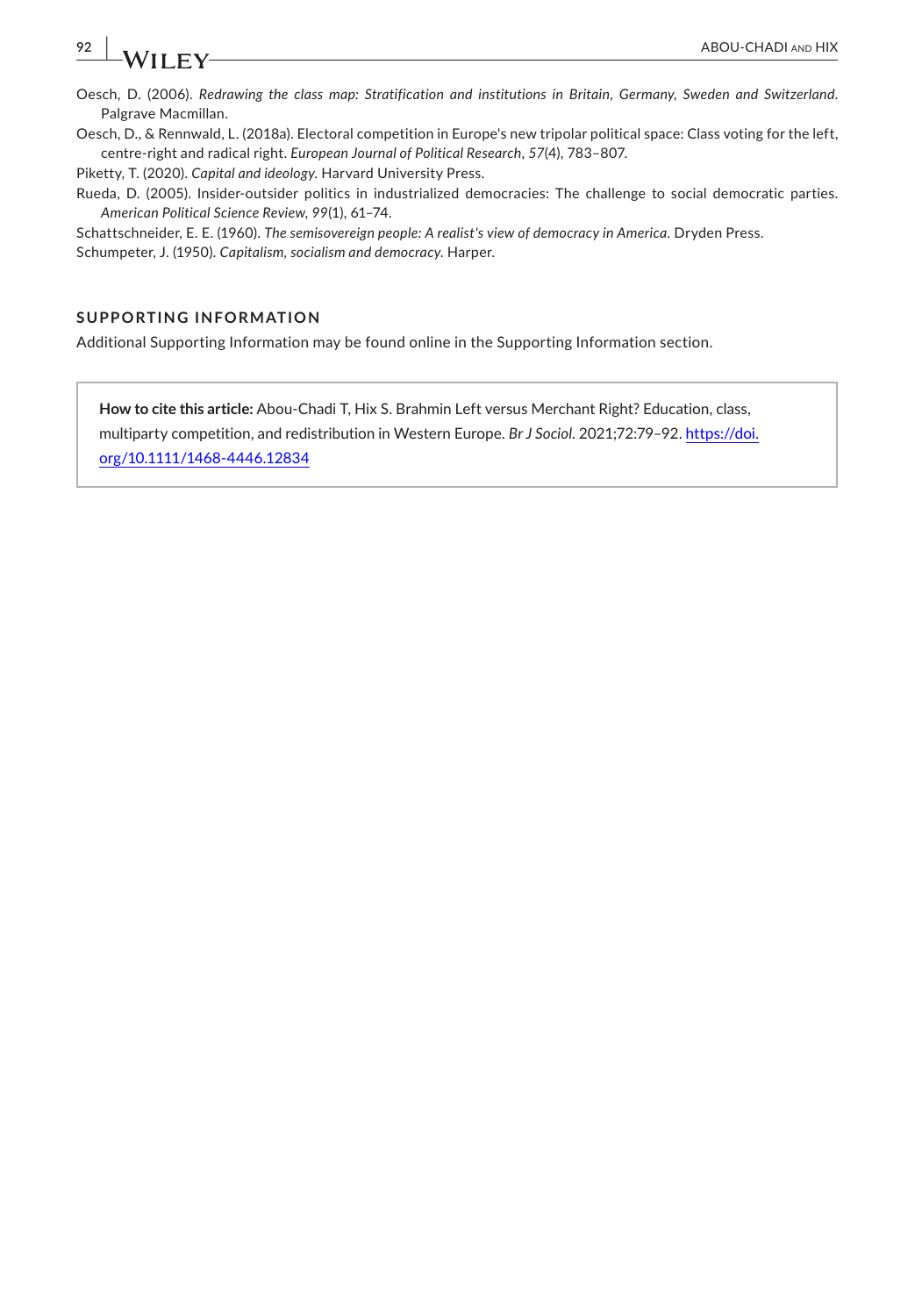Oesch, D. (2006). *Redrawing the class map: Stratification and institutions in Britain, Germany, Sweden and Switzerland*. Palgrave Macmillan.

Oesch, D., & Rennwald, L. (2018a). Electoral competition in Europe's new tripolar political space: Class voting for the left, centre-right and radical right. *European Journal of Political Research*, *57*(4), 783–807.

Piketty, T. (2020). *Capital and ideology*. Harvard University Press.

Rueda, D. (2005). Insider-outsider politics in industrialized democracies: The challenge to social democratic parties. *American Political Science Review*, *99*(1), 61–74.

Schattschneider, E. E. (1960). *The semisovereign people: A realist's view of democracy in America*. Dryden Press.

Schumpeter, J. (1950). *Capitalism, socialism and democracy*. Harper.

## SUPPORTING INFORMATION

Additional Supporting Information may be found online in the Supporting Information section.

**How to cite this article:** Abou-Chadi T, Hix S. Brahmin Left versus Merchant Right? Education, class, multiparty competition, and redistribution in Western Europe. *Br J Sociol*. 2021;72:79–92. https://doi.org/10.1111/1468-4446.12834